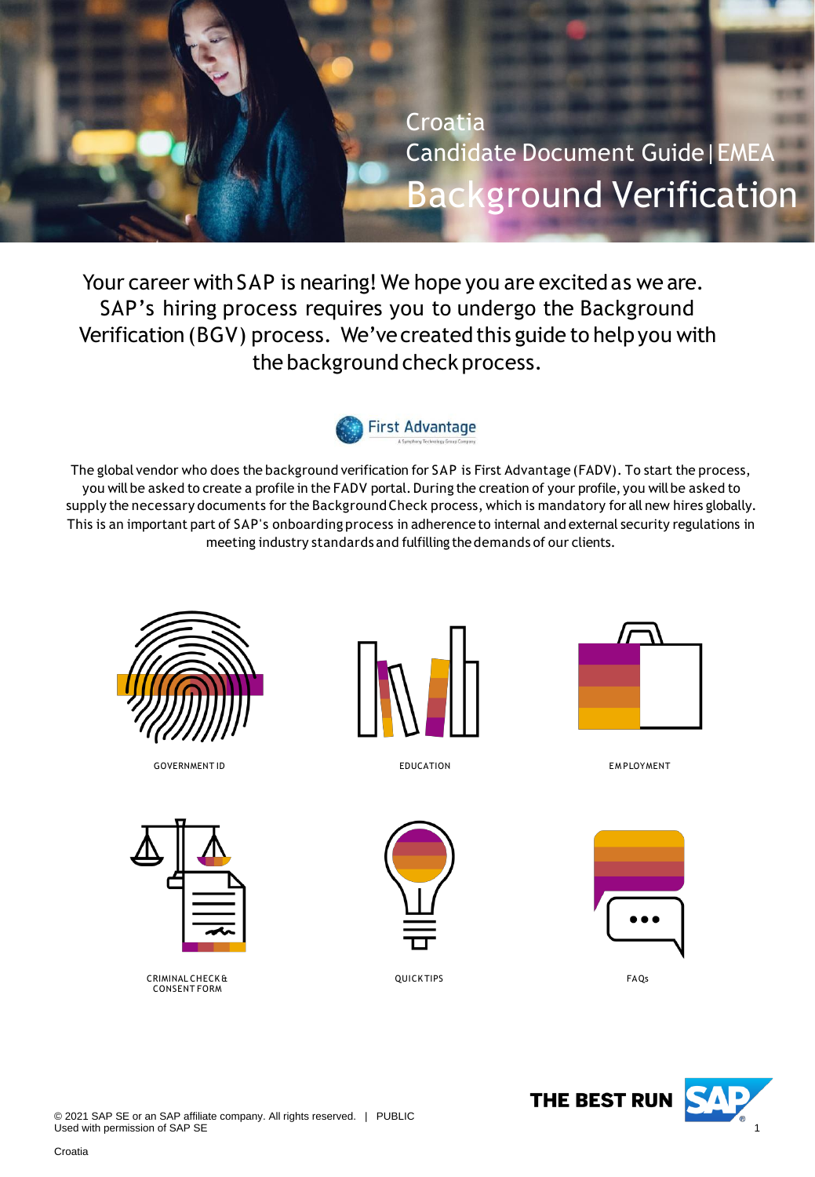# Croatia

## Candidate Document Guide | EMEA

# Background Verification

Your career with SAP is nearing! We hope you are excited as we are. SAP's hiring process requires you to undergo the Background Verification (BGV) process. We've created this guide to help you with the background check process.

First Advantage

The global vendor who does the background verification for SAP is First Advantage (FADV). To start the process, you will be asked to create a profile in the FADV portal. During the creation of your profile, you will be asked to supply the necessary documents for the Background Check process, which is mandatory for all new hires globally. This is an important part of SAP's onboarding process in adherence to internal and external security regulations in meeting industry standards and fulfilling the demands of our clients.

GOVERNMENT ID

EDUCATION

EMPLOYMENT

CRIMINAL CHECK & CONSENT FORM

QUICK TIPS

FAQs

© 2021 SAP SE or an SAP affiliate company. All rights reserved. | PUBLIC
Used with permission of SAP SE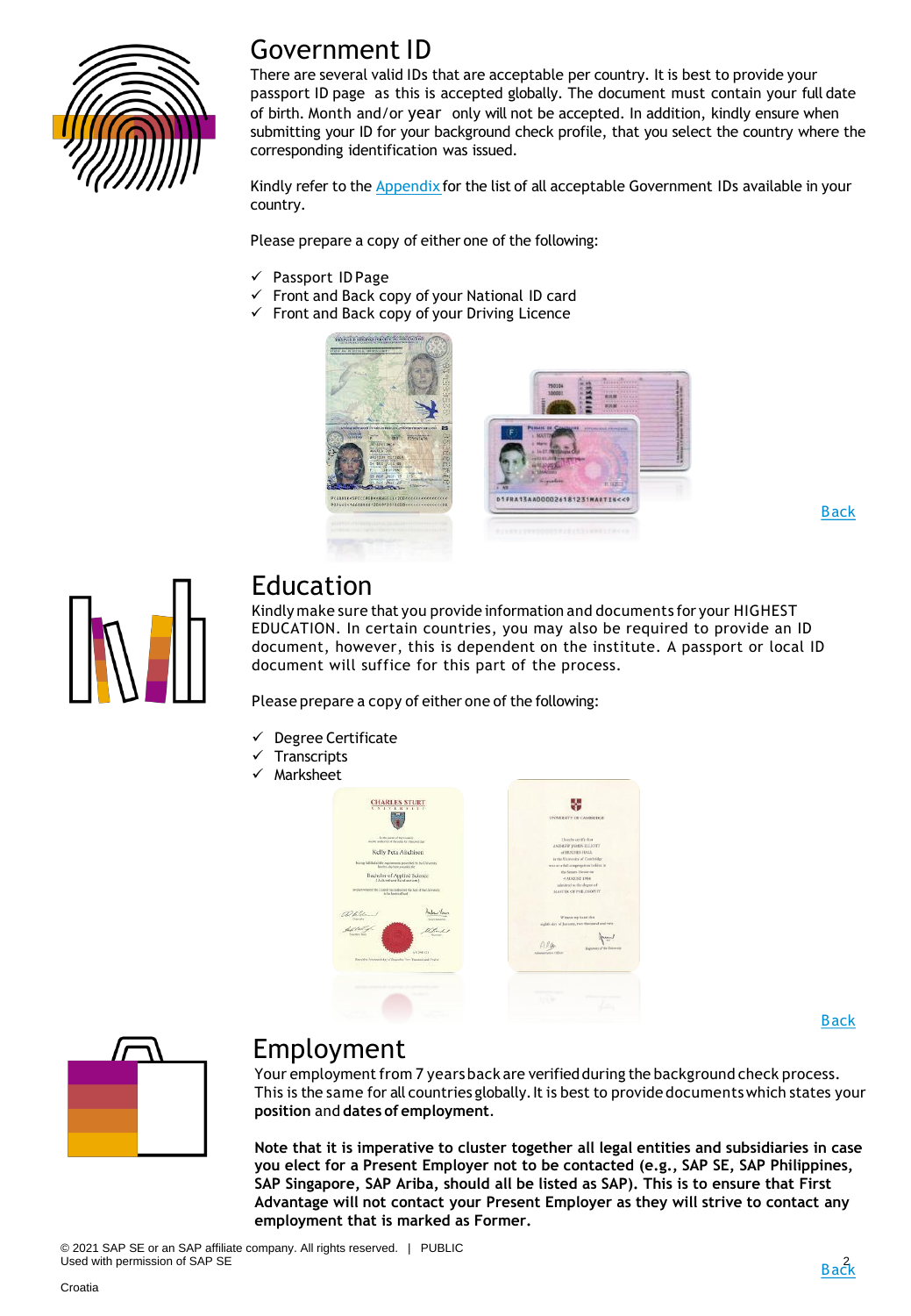## Government ID

There are several valid IDs that are acceptable per country. It is best to provide your passport ID page as this is accepted globally. The document must contain your full date of birth. Month and/or year only will not be accepted. In addition, kindly ensure when submitting your ID for your background check profile, that you select the country where the corresponding identification was issued.

Kindly refer to the Appendix for the list of all acceptable Government IDs available in your country.

Please prepare a copy of either one of the following:

- ✓ Passport ID Page
- ✓ Front and Back copy of your National ID card
- ✓ Front and Back copy of your Driving Licence

Back

## Education

Kindly make sure that you provide information and documents for your HIGHEST EDUCATION. In certain countries, you may also be required to provide an ID document, however, this is dependent on the institute. A passport or local ID document will suffice for this part of the process.

Please prepare a copy of either one of the following:

- ✓ Degree Certificate
- ✓ Transcripts
- ✓ Marksheet

Back

## Employment

Your employment from 7 years back are verified during the background check process. This is the same for all countries globally. It is best to provide documents which states your **position** and **dates of employment**.

**Note that it is imperative to cluster together all legal entities and subsidiaries in case you elect for a Present Employer not to be contacted (e.g., SAP SE, SAP Philippines, SAP Singapore, SAP Ariba, should all be listed as SAP). This is to ensure that First Advantage will not contact your Present Employer as they will strive to contact any employment that is marked as Former.**

© 2021 SAP SE or an SAP affiliate company. All rights reserved. | PUBLIC
Used with permission of SAP SE

Back

Croatia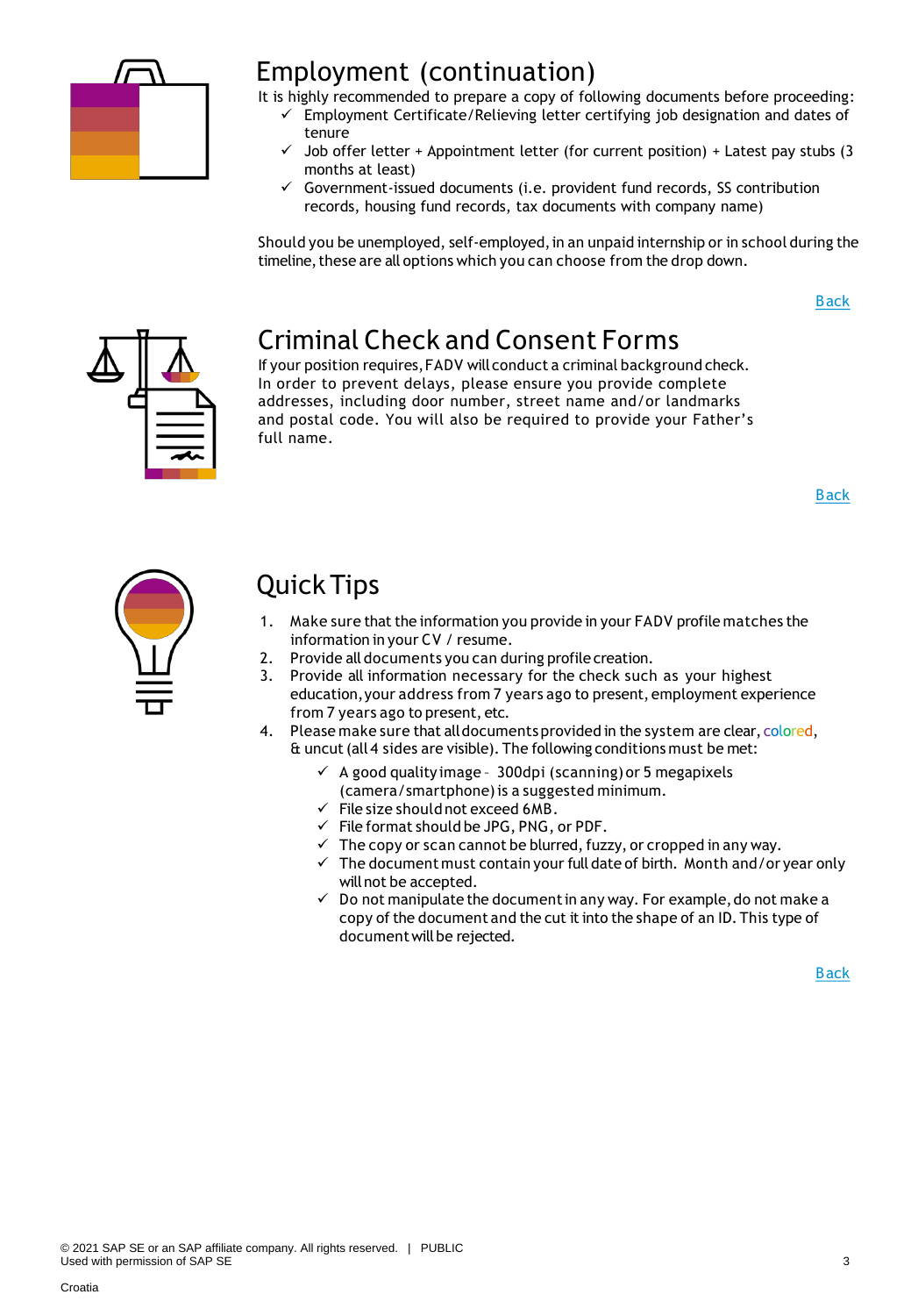## Employment (continuation)

It is highly recommended to prepare a copy of following documents before proceeding:

- ✓ Employment Certificate/Relieving letter certifying job designation and dates of tenure
- ✓ Job offer letter + Appointment letter (for current position) + Latest pay stubs (3 months at least)
- ✓ Government-issued documents (i.e. provident fund records, SS contribution records, housing fund records, tax documents with company name)

Should you be unemployed, self-employed, in an unpaid internship or in school during the timeline, these are all options which you can choose from the drop down.

Back

## Criminal Check and Consent Forms

If your position requires, FADV will conduct a criminal background check. In order to prevent delays, please ensure you provide complete addresses, including door number, street name and/or landmarks and postal code. You will also be required to provide your Father's full name.

Back

## Quick Tips

1. Make sure that the information you provide in your FADV profile matches the information in your CV / resume.
2. Provide all documents you can during profile creation.
3. Provide all information necessary for the check such as your highest education, your address from 7 years ago to present, employment experience from 7 years ago to present, etc.
4. Please make sure that all documents provided in the system are clear, colored, & uncut (all 4 sides are visible). The following conditions must be met:
   - ✓ A good quality image - 300dpi (scanning) or 5 megapixels (camera/smartphone) is a suggested minimum.
   - ✓ File size should not exceed 6MB.
   - ✓ File format should be JPG, PNG, or PDF.
   - ✓ The copy or scan cannot be blurred, fuzzy, or cropped in any way.
   - ✓ The document must contain your full date of birth. Month and/or year only will not be accepted.
   - ✓ Do not manipulate the document in any way. For example, do not make a copy of the document and the cut it into the shape of an ID. This type of document will be rejected.

Back

© 2021 SAP SE or an SAP affiliate company. All rights reserved. | PUBLIC
Used with permission of SAP SE

Croatia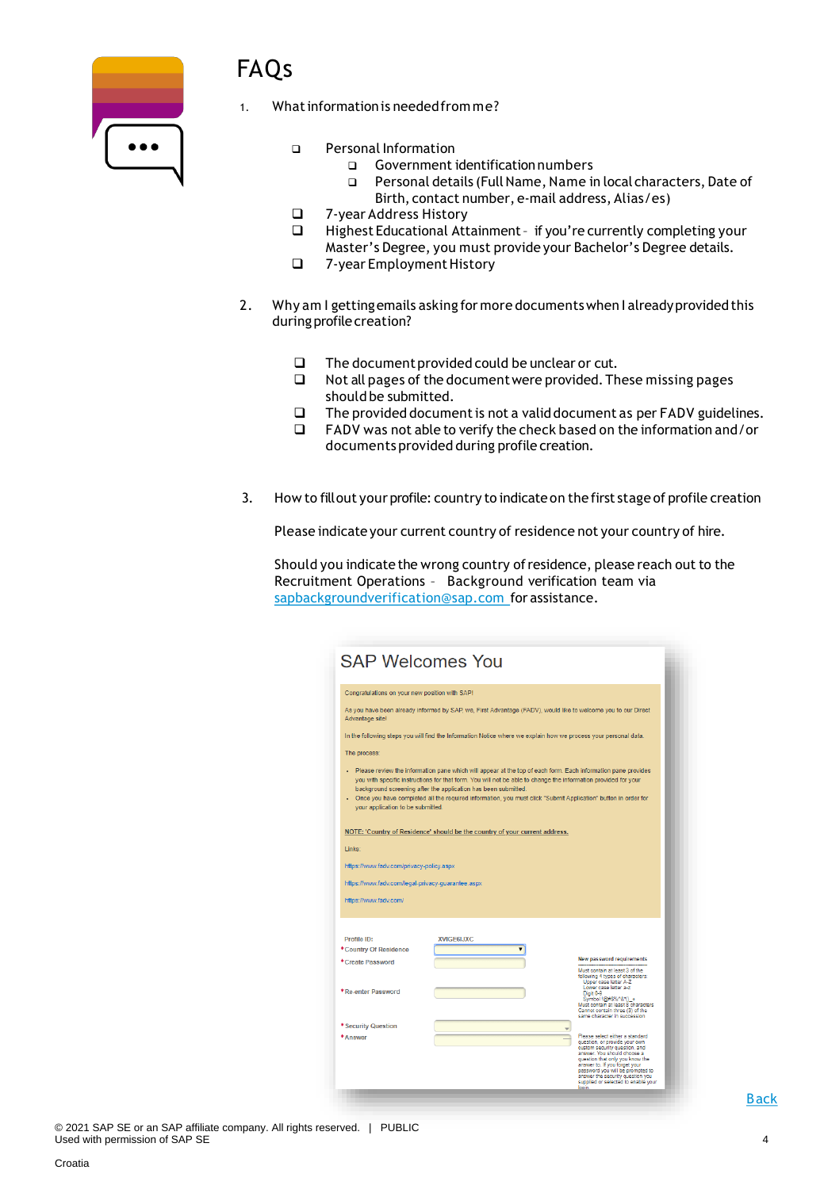# FAQs

1. What information is needed from me?

    - Personal Information
        - Government identification numbers
        - Personal details (Full Name, Name in local characters, Date of Birth, contact number, e-mail address, Alias/es)
    - 7-year Address History
    - Highest Educational Attainment - if you're currently completing your Master's Degree, you must provide your Bachelor's Degree details.
    - 7-year Employment History

2. Why am I getting emails asking for more documents when I already provided this during profile creation?

    - The document provided could be unclear or cut.
    - Not all pages of the document were provided. These missing pages should be submitted.
    - The provided document is not a valid document as per FADV guidelines.
    - FADV was not able to verify the check based on the information and/or documents provided during profile creation.

3. How to fill out your profile: country to indicate on the first stage of profile creation

    Please indicate your current country of residence not your country of hire.

    Should you indicate the wrong country of residence, please reach out to the Recruitment Operations – Background verification team via sapbackgroundverification@sap.com for assistance.

SAP Welcomes You

Congratulations on your new position with SAP!

As you have been already informed by SAP, we, First Advantage (FADV), would like to welcome you to our Direct Advantage site!

In the following steps you will find the Information Notice where we explain how we process your personal data.

The process:

- Please review the information pane which will appear at the top of each form. Each information pane provides you with specific instructions for that form. You will not be able to change the information provided for your background screening after the application has been submitted.
- Once you have completed all the required information, you must click "Submit Application" button in order for your application to be submitted.

NOTE: 'Country of Residence' should be the country of your current address.

Links:

https://www.fadv.com/privacy-policy.aspx

https://www.fadv.com/legal-privacy-guarantee.aspx

https://www.fadv.com/

Profile ID: XVIGE6UXC

*Country Of Residence

*Create Password

*Re-enter Password

*Security Question

*Answer

New password requirements

Must contain at least 3 of the following 4 types of characters: Upper case letter A-Z, Lower case letter a-z, Digit 0-9, Symbol (@#$%^&*()_+. Must contain at least 8 characters. Cannot contain three (3) of the same character in succession.

Please select either a standard question, or provide your own custom security question, and answer. You should choose a question that only you know the answer to. If you forget your password you will be prompted to answer the security question you supplied or selected to enable your login.

Back

© 2021 SAP SE or an SAP affiliate company. All rights reserved. | PUBLIC
Used with permission of SAP SE

Croatia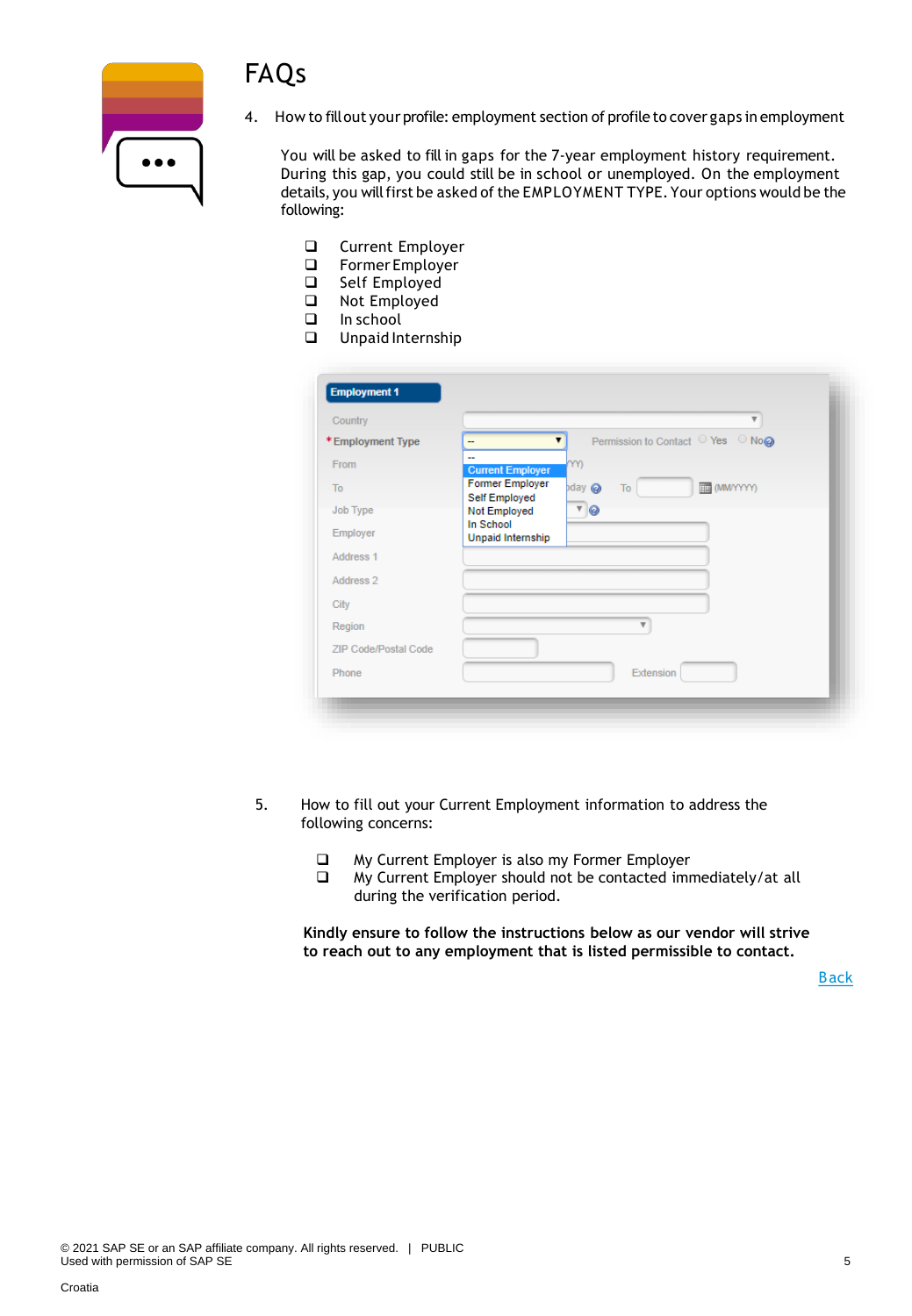# FAQs

4. How to fill out your profile: employment section of profile to cover gaps in employment

   You will be asked to fill in gaps for the 7-year employment history requirement. During this gap, you could still be in school or unemployed. On the employment details, you will first be asked of the EMPLOYMENT TYPE. Your options would be the following:

   - ❑ Current Employer
   - ❑ Former Employer
   - ❑ Self Employed
   - ❑ Not Employed
   - ❑ In school
   - ❑ Unpaid Internship

5. How to fill out your Current Employment information to address the following concerns:

   - ❑ My Current Employer is also my Former Employer
   - ❑ My Current Employer should not be contacted immediately/at all during the verification period.

   **Kindly ensure to follow the instructions below as our vendor will strive to reach out to any employment that is listed permissible to contact.**

[Back]()

© 2021 SAP SE or an SAP affiliate company. All rights reserved. | PUBLIC
Used with permission of SAP SE

Croatia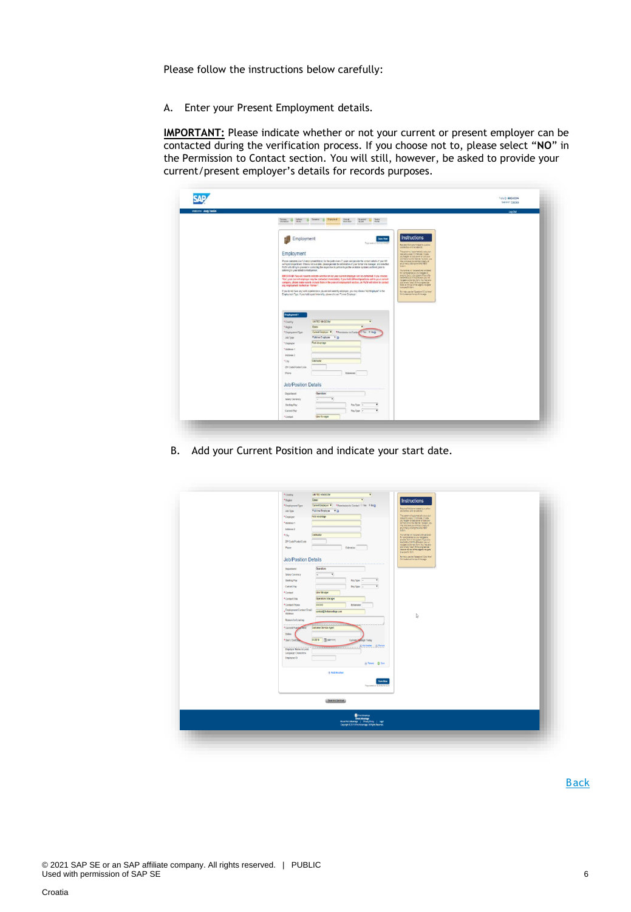Please follow the instructions below carefully:

A. Enter your Present Employment details.

**IMPORTANT:** Please indicate whether or not your current or present employer can be contacted during the verification process. If you choose not to, please select "**NO**" in the Permission to Contact section. You will still, however, be asked to provide your current/present employer's details for records purposes.

B. Add your Current Position and indicate your start date.

Back

© 2021 SAP SE or an SAP affiliate company. All rights reserved. | PUBLIC
Used with permission of SAP SE

Croatia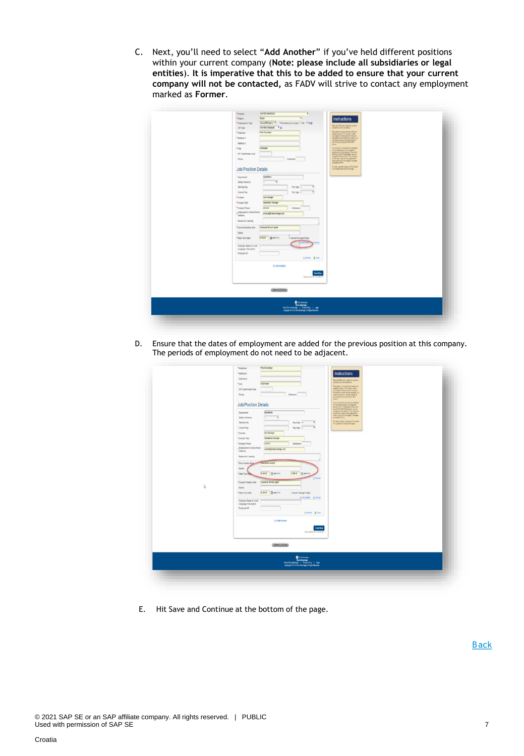C. Next, you'll need to select "**Add Another**" if you've held different positions within your current company (**Note: please include all subsidiaries or legal entities). It is imperative that this to be added to ensure that your current company will not be contacted,** as FADV will strive to contact any employment marked as **Former**.

D. Ensure that the dates of employment are added for the previous position at this company. The periods of employment do not need to be adjacent.

E. Hit Save and Continue at the bottom of the page.

Back

© 2021 SAP SE or an SAP affiliate company. All rights reserved. | PUBLIC
Used with permission of SAP SE

Croatia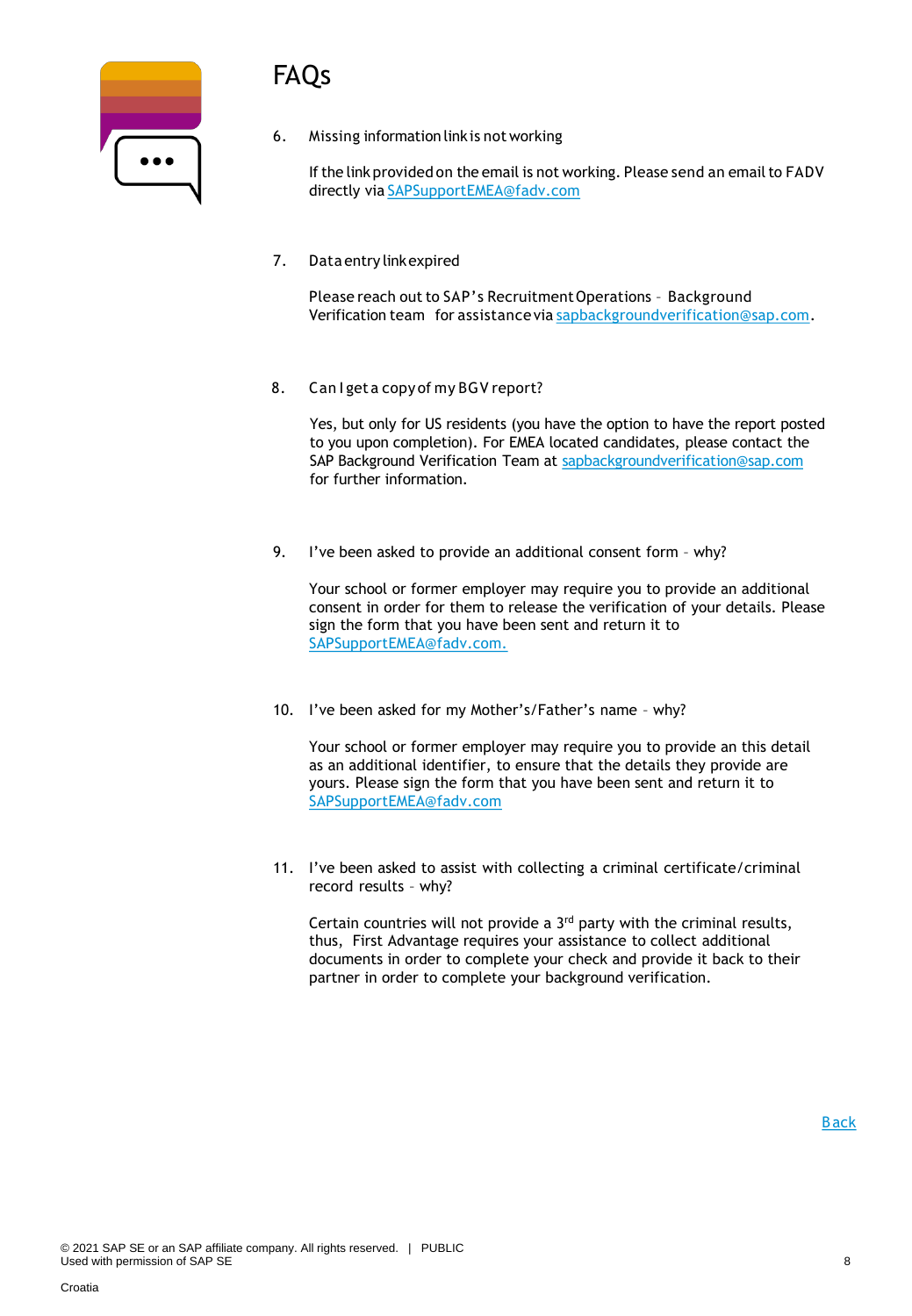# FAQs

6. Missing information link is not working

   If the link provided on the email is not working. Please send an email to FADV directly via SAPSupportEMEA@fadv.com

7. Data entry link expired

   Please reach out to SAP's Recruitment Operations – Background Verification team for assistance via sapbackgroundverification@sap.com.

8. Can I get a copy of my BGV report?

   Yes, but only for US residents (you have the option to have the report posted to you upon completion). For EMEA located candidates, please contact the SAP Background Verification Team at sapbackgroundverification@sap.com for further information.

9. I've been asked to provide an additional consent form – why?

   Your school or former employer may require you to provide an additional consent in order for them to release the verification of your details. Please sign the form that you have been sent and return it to SAPSupportEMEA@fadv.com.

10. I've been asked for my Mother's/Father's name – why?

    Your school or former employer may require you to provide an this detail as an additional identifier, to ensure that the details they provide are yours. Please sign the form that you have been sent and return it to SAPSupportEMEA@fadv.com

11. I've been asked to assist with collecting a criminal certificate/criminal record results – why?

    Certain countries will not provide a 3rd party with the criminal results, thus, First Advantage requires your assistance to collect additional documents in order to complete your check and provide it back to their partner in order to complete your background verification.

Back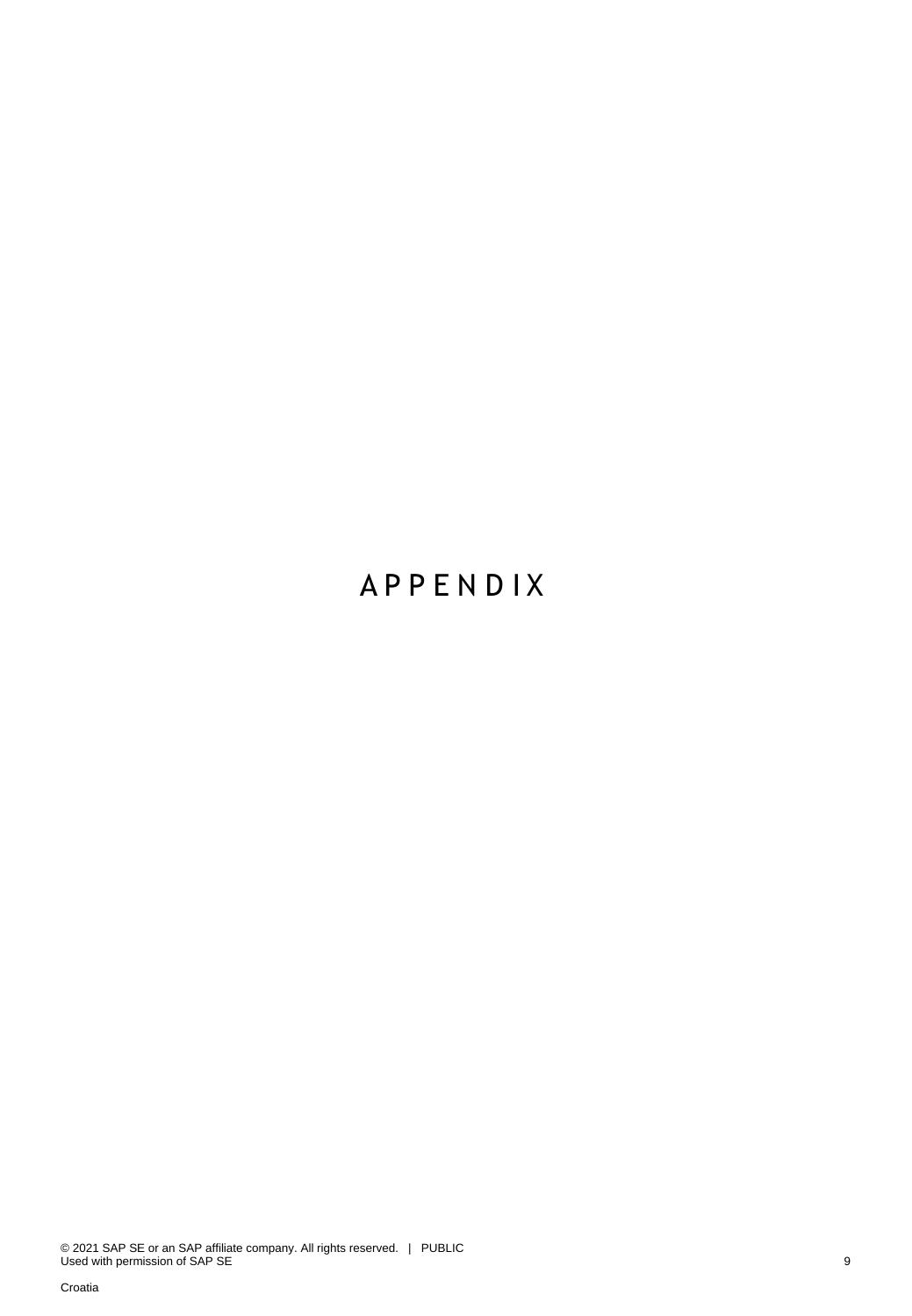# APPENDIX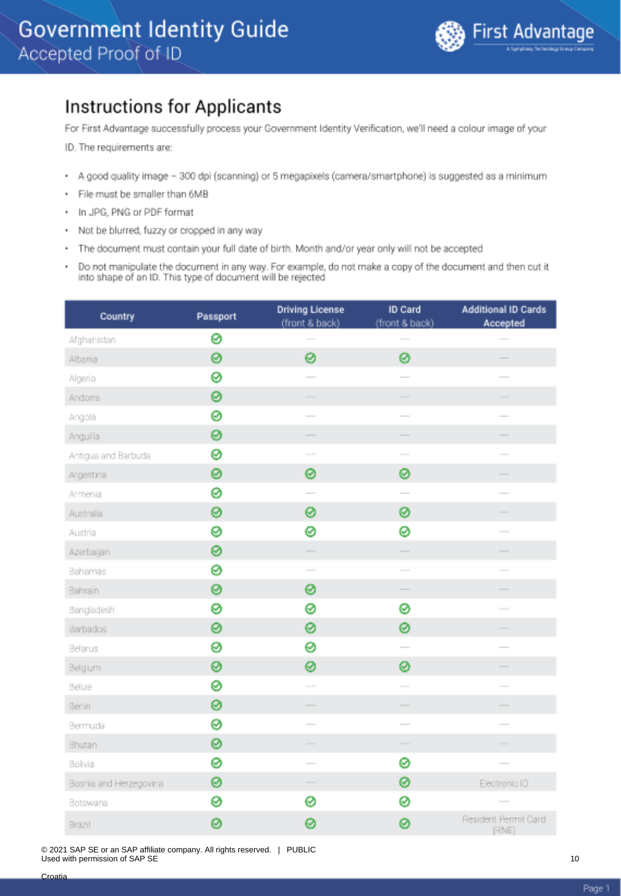# Government Identity Guide

## Accepted Proof of ID

## Instructions for Applicants

For First Advantage successfully process your Government Identity Verification, we'll need a colour image of your ID. The requirements are:

- A good quality image – 300 dpi (scanning) or 5 megapixels (camera/smartphone) is suggested as a minimum
- File must be smaller than 6MB
- In JPG, PNG or PDF format
- Not be blurred, fuzzy or cropped in any way
- The document must contain your full date of birth. Month and/or year only will not be accepted
- Do not manipulate the document in any way. For example, do not make a copy of the document and then cut it into shape of an ID. This type of document will be rejected

| Country | Passport | Driving License (front & back) | ID Card (front & back) | Additional ID Cards Accepted |
|---|---|---|---|---|
| Afghanistan | ✓ | — | — | — |
| Albania | ✓ | ✓ | ✓ | — |
| Algeria | ✓ | — | — | — |
| Andorra | ✓ | — | — | — |
| Angola | ✓ | — | — | — |
| Anguilla | ✓ | — | — | — |
| Antigua and Barbuda | ✓ | — | — | — |
| Argentina | ✓ | ✓ | ✓ | — |
| Armenia | ✓ | — | — | — |
| Australia | ✓ | ✓ | ✓ | — |
| Austria | ✓ | ✓ | ✓ | — |
| Azerbaijan | ✓ | — | — | — |
| Bahamas | ✓ | — | — | — |
| Bahrain | ✓ | ✓ | — | — |
| Bangladesh | ✓ | ✓ | ✓ | — |
| Barbados | ✓ | ✓ | ✓ | — |
| Belarus | ✓ | ✓ | — | — |
| Belgium | ✓ | ✓ | ✓ | — |
| Belize | ✓ | — | — | — |
| Benin | ✓ | — | — | — |
| Bermuda | ✓ | — | — | — |
| Bhutan | ✓ | — | — | — |
| Bolivia | ✓ | — | ✓ | — |
| Bosnia and Herzegovina | ✓ | — | ✓ | Electronic ID |
| Botswana | ✓ | ✓ | ✓ | — |
| Brazil | ✓ | ✓ | ✓ | Resident Permit Card (RNE) |

© 2021 SAP SE or an SAP affiliate company. All rights reserved. | PUBLIC
Used with permission of SAP SE

Croatia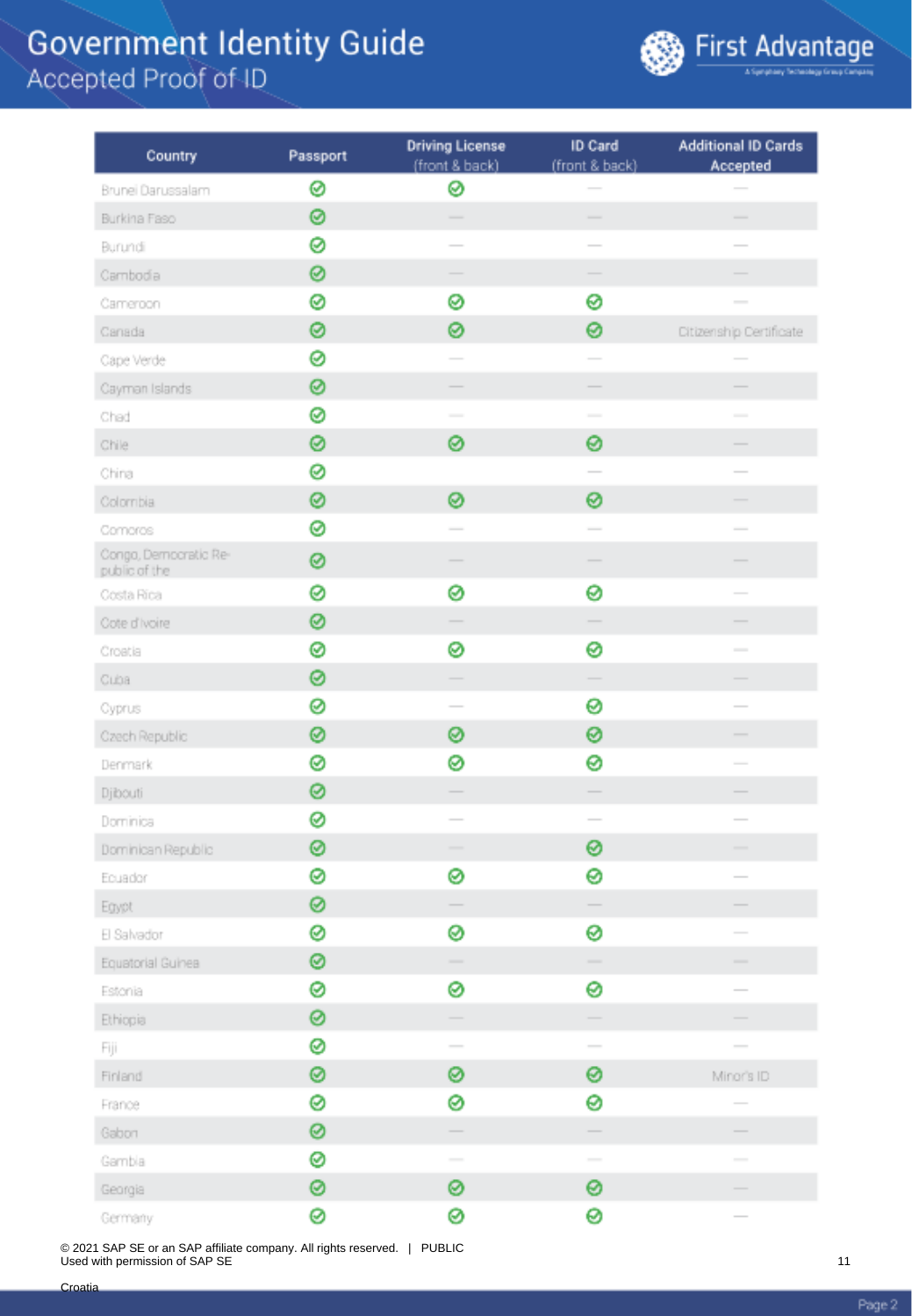# Government Identity Guide
## Accepted Proof of ID

| Country | Passport | Driving License (front & back) | ID Card (front & back) | Additional ID Cards Accepted |
|---|---|---|---|---|
| Brunei Darussalam | ✓ | ✓ | — | — |
| Burkina Faso | ✓ | — | — | — |
| Burundi | ✓ | — | — | — |
| Cambodia | ✓ | — | — | — |
| Cameroon | ✓ | ✓ | ✓ | — |
| Canada | ✓ | ✓ | ✓ | Citizenship Certificate |
| Cape Verde | ✓ | — | — | — |
| Cayman Islands | ✓ | — | — | — |
| Chad | ✓ | — | — | — |
| Chile | ✓ | ✓ | ✓ | — |
| China | ✓ | | — | — |
| Colombia | ✓ | ✓ | ✓ | — |
| Comoros | ✓ | — | — | — |
| Congo, Democratic Republic of the | ✓ | — | — | — |
| Costa Rica | ✓ | ✓ | ✓ | — |
| Cote d'Ivoire | ✓ | — | — | — |
| Croatia | ✓ | ✓ | ✓ | — |
| Cuba | ✓ | — | — | — |
| Cyprus | ✓ | — | ✓ | — |
| Czech Republic | ✓ | ✓ | ✓ | — |
| Denmark | ✓ | ✓ | ✓ | — |
| Djibouti | ✓ | — | — | — |
| Dominica | ✓ | — | — | — |
| Dominican Republic | ✓ | — | ✓ | — |
| Ecuador | ✓ | ✓ | ✓ | — |
| Egypt | ✓ | — | — | — |
| El Salvador | ✓ | ✓ | ✓ | — |
| Equatorial Guinea | ✓ | — | — | — |
| Estonia | ✓ | ✓ | ✓ | — |
| Ethiopia | ✓ | — | — | — |
| Fiji | ✓ | — | — | — |
| Finland | ✓ | ✓ | ✓ | Minor's ID |
| France | ✓ | ✓ | ✓ | — |
| Gabon | ✓ | — | — | — |
| Gambia | ✓ | — | — | — |
| Georgia | ✓ | ✓ | ✓ | — |
| Germany | ✓ | ✓ | ✓ | — |

© 2021 SAP SE or an SAP affiliate company. All rights reserved. | PUBLIC
Used with permission of SAP SE

Croatia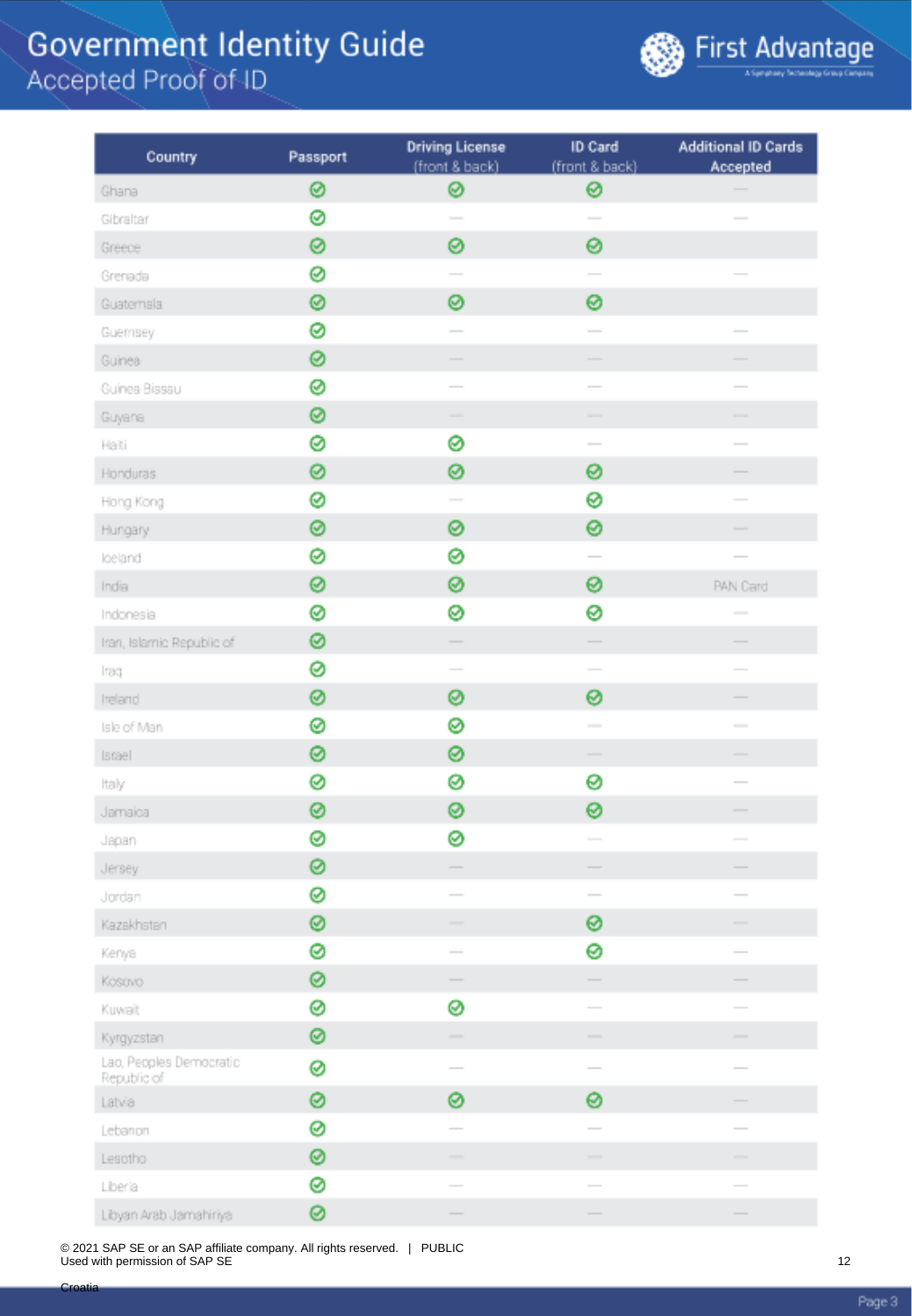# Government Identity Guide
## Accepted Proof of ID

| Country | Passport | Driving License (front & back) | ID Card (front & back) | Additional ID Cards Accepted |
|---|---|---|---|---|
| Ghana | ✓ | ✓ | ✓ | — |
| Gibraltar | ✓ | — | — | — |
| Greece | ✓ | ✓ | ✓ | |
| Grenada | ✓ | — | — | — |
| Guatemala | ✓ | ✓ | ✓ | |
| Guernsey | ✓ | — | — | — |
| Guinea | ✓ | — | — | — |
| Guinea Bissau | ✓ | — | — | — |
| Guyana | ✓ | — | — | — |
| Haiti | ✓ | ✓ | — | — |
| Honduras | ✓ | ✓ | ✓ | — |
| Hong Kong | ✓ | — | ✓ | — |
| Hungary | ✓ | ✓ | ✓ | — |
| Iceland | ✓ | ✓ | — | — |
| India | ✓ | ✓ | ✓ | PAN Card |
| Indonesia | ✓ | ✓ | ✓ | — |
| Iran, Islamic Republic of | ✓ | — | — | — |
| Iraq | ✓ | — | — | — |
| Ireland | ✓ | ✓ | ✓ | — |
| Isle of Man | ✓ | ✓ | — | — |
| Israel | ✓ | ✓ | — | — |
| Italy | ✓ | ✓ | ✓ | — |
| Jamaica | ✓ | ✓ | ✓ | — |
| Japan | ✓ | ✓ | — | — |
| Jersey | ✓ | — | — | — |
| Jordan | ✓ | — | — | — |
| Kazakhstan | ✓ | — | ✓ | — |
| Kenya | ✓ | — | ✓ | — |
| Kosovo | ✓ | — | — | — |
| Kuwait | ✓ | ✓ | — | — |
| Kyrgyzstan | ✓ | — | — | — |
| Lao, Peoples Democratic Republic of | ✓ | — | — | — |
| Latvia | ✓ | ✓ | ✓ | — |
| Lebanon | ✓ | — | — | — |
| Lesotho | ✓ | — | — | — |
| Liberia | ✓ | — | — | — |
| Libyan Arab Jamahiriya | ✓ | — | — | — |

© 2021 SAP SE or an SAP affiliate company. All rights reserved. | PUBLIC
Used with permission of SAP SE

Croatia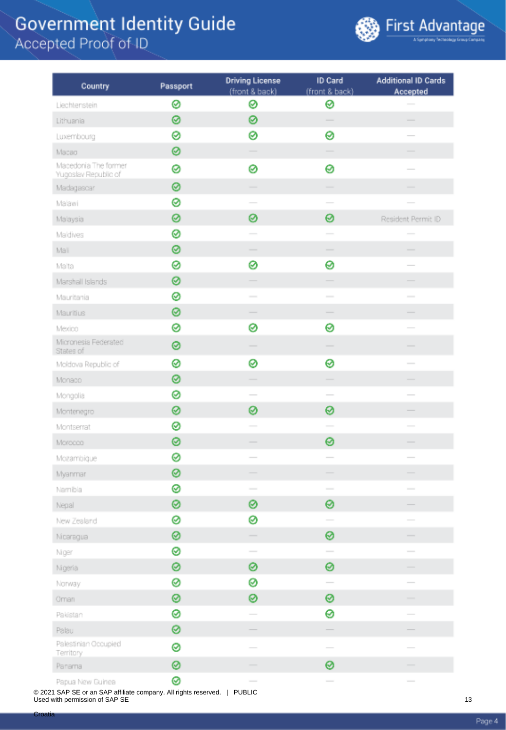# Government Identity Guide
## Accepted Proof of ID

| Country | Passport | Driving License (front & back) | ID Card (front & back) | Additional ID Cards Accepted |
|---|---|---|---|---|
| Liechtenstein | ✓ | ✓ | ✓ | — |
| Lithuania | ✓ | ✓ | — | — |
| Luxembourg | ✓ | ✓ | ✓ | — |
| Macao | ✓ | — | — | — |
| Macedonia The former Yugoslav Republic of | ✓ | ✓ | ✓ | — |
| Madagascar | ✓ | — | — | — |
| Malawi | ✓ | — | — | — |
| Malaysia | ✓ | ✓ | ✓ | Resident Permit ID |
| Maldives | ✓ | — | — | — |
| Mali | ✓ | — | — | — |
| Malta | ✓ | ✓ | ✓ | — |
| Marshall Islands | ✓ | — | — | — |
| Mauritania | ✓ | — | — | — |
| Mauritius | ✓ | — | — | — |
| Mexico | ✓ | ✓ | ✓ | — |
| Micronesia Federated States of | ✓ | — | — | — |
| Moldova Republic of | ✓ | ✓ | ✓ | — |
| Monaco | ✓ | — | — | — |
| Mongolia | ✓ | — | — | — |
| Montenegro | ✓ | ✓ | ✓ | — |
| Montserrat | ✓ | — | — | — |
| Morocco | ✓ | — | ✓ | — |
| Mozambique | ✓ | — | — | — |
| Myanmar | ✓ | — | — | — |
| Namibia | ✓ | — | — | — |
| Nepal | ✓ | ✓ | ✓ | — |
| New Zealand | ✓ | ✓ | — | — |
| Nicaragua | ✓ | — | ✓ | — |
| Niger | ✓ | — | — | — |
| Nigeria | ✓ | ✓ | ✓ | — |
| Norway | ✓ | ✓ | — | — |
| Oman | ✓ | ✓ | ✓ | — |
| Pakistan | ✓ | — | ✓ | — |
| Palau | ✓ | — | — | — |
| Palestinian Occupied Territory | ✓ | — | — | — |
| Panama | ✓ | — | ✓ | — |
| Papua New Guinea | ✓ | — | — | — |

© 2021 SAP SE or an SAP affiliate company. All rights reserved. | PUBLIC
Used with permission of SAP SE

Croatia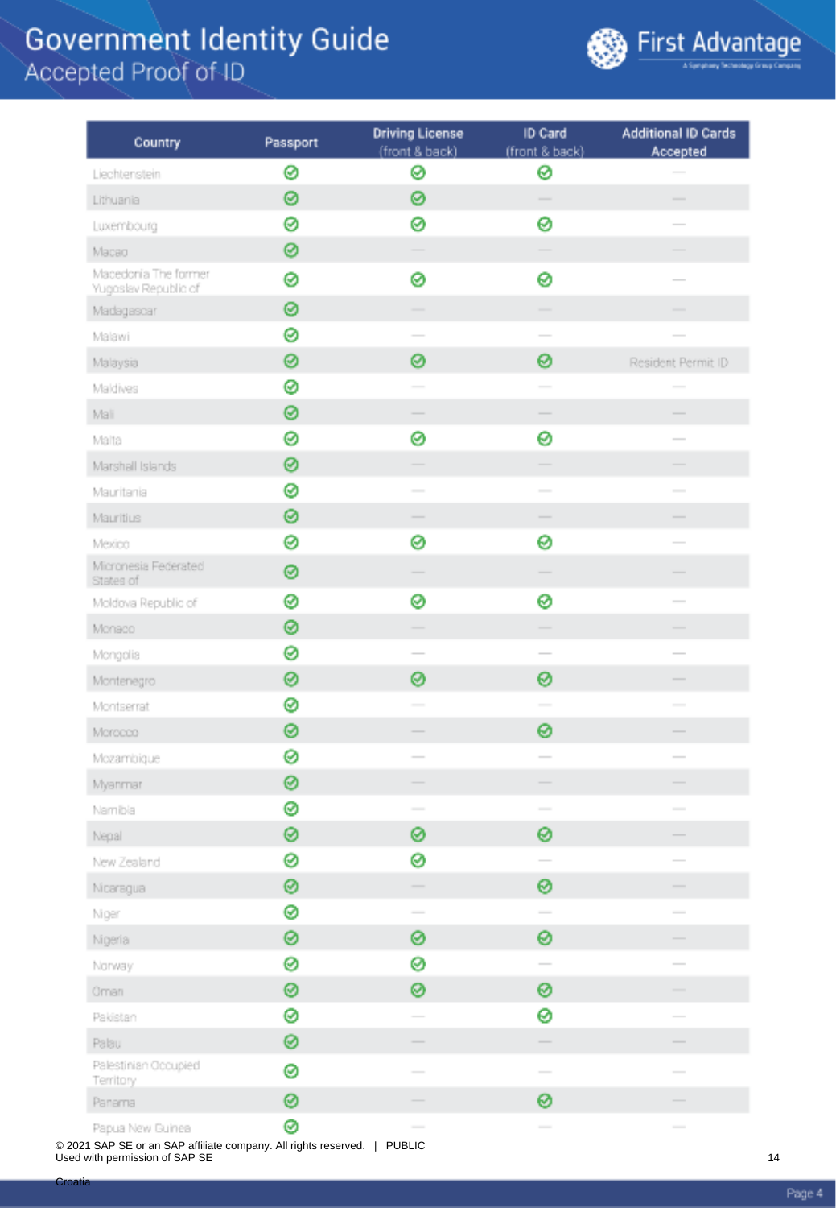# Government Identity Guide

## Accepted Proof of ID

| Country | Passport | Driving License (front & back) | ID Card (front & back) | Additional ID Cards Accepted |
|---|---|---|---|---|
| Liechtenstein | ✓ | ✓ | ✓ | — |
| Lithuania | ✓ | ✓ | — | — |
| Luxembourg | ✓ | ✓ | ✓ | — |
| Macao | ✓ | — | — | — |
| Macedonia The former Yugoslav Republic of | ✓ | ✓ | ✓ | — |
| Madagascar | ✓ | — | — | — |
| Malawi | ✓ | — | — | — |
| Malaysia | ✓ | ✓ | ✓ | Resident Permit ID |
| Maldives | ✓ | — | — | — |
| Mali | ✓ | — | — | — |
| Malta | ✓ | ✓ | ✓ | — |
| Marshall Islands | ✓ | — | — | — |
| Mauritania | ✓ | — | — | — |
| Mauritius | ✓ | — | — | — |
| Mexico | ✓ | ✓ | ✓ | — |
| Micronesia Federated States of | ✓ | — | — | — |
| Moldova Republic of | ✓ | ✓ | ✓ | — |
| Monaco | ✓ | — | — | — |
| Mongolia | ✓ | — | — | — |
| Montenegro | ✓ | ✓ | ✓ | — |
| Montserrat | ✓ | — | — | — |
| Morocco | ✓ | — | ✓ | — |
| Mozambique | ✓ | — | — | — |
| Myanmar | ✓ | — | — | — |
| Namibia | ✓ | — | — | — |
| Nepal | ✓ | ✓ | ✓ | — |
| New Zealand | ✓ | ✓ | — | — |
| Nicaragua | ✓ | — | ✓ | — |
| Niger | ✓ | — | — | — |
| Nigeria | ✓ | ✓ | ✓ | — |
| Norway | ✓ | ✓ | — | — |
| Oman | ✓ | ✓ | ✓ | — |
| Pakistan | ✓ | — | ✓ | — |
| Palau | ✓ | — | — | — |
| Palestinian Occupied Territory | ✓ | — | — | — |
| Panama | ✓ | — | ✓ | — |
| Papua New Guinea | ✓ | — | — | — |

© 2021 SAP SE or an SAP affiliate company. All rights reserved. | PUBLIC
Used with permission of SAP SE

Croatia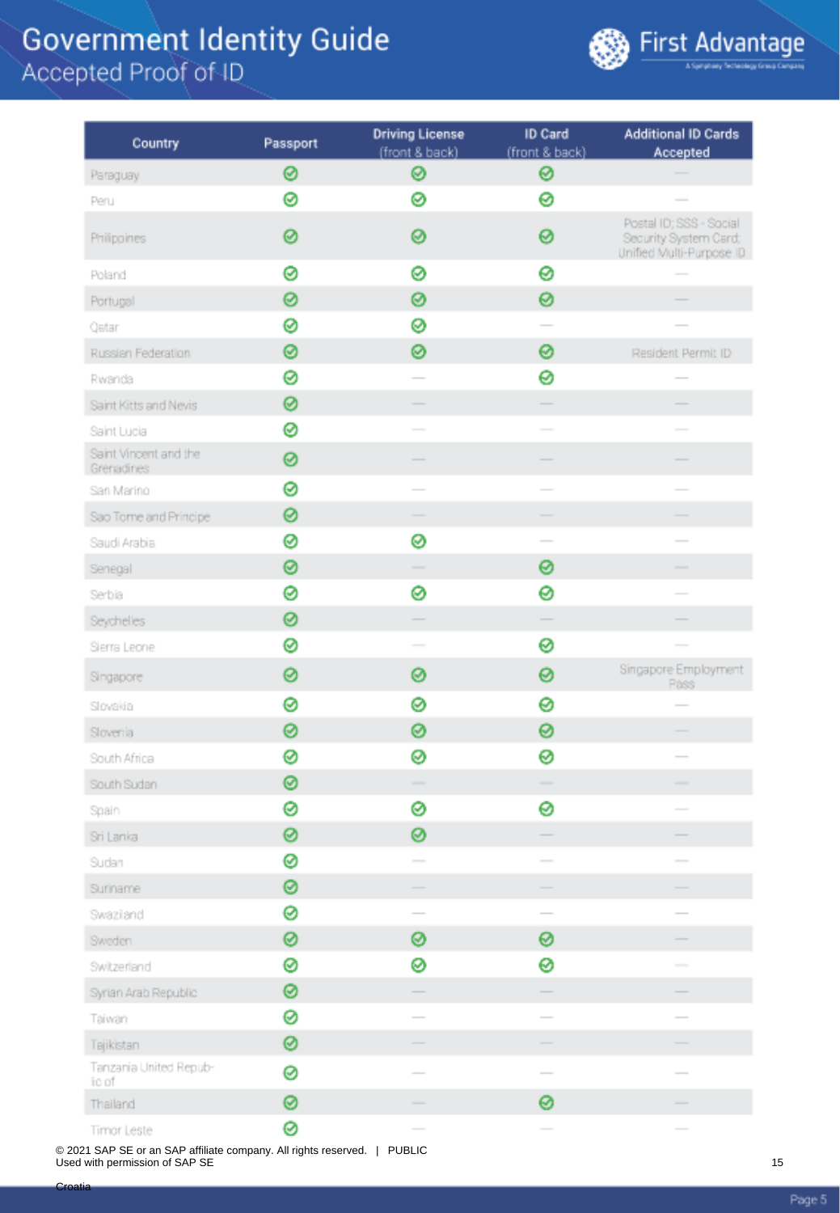# Government Identity Guide
## Accepted Proof of ID

| Country | Passport | Driving License (front & back) | ID Card (front & back) | Additional ID Cards Accepted |
|---|---|---|---|---|
| Paraguay | ✓ | ✓ | ✓ | — |
| Peru | ✓ | ✓ | ✓ | — |
| Philippines | ✓ | ✓ | ✓ | Postal ID; SSS - Social Security System Card; Unified Multi-Purpose ID |
| Poland | ✓ | ✓ | ✓ | — |
| Portugal | ✓ | ✓ | ✓ | — |
| Qatar | ✓ | ✓ | — | — |
| Russian Federation | ✓ | ✓ | ✓ | Resident Permit ID |
| Rwanda | ✓ | — | ✓ | — |
| Saint Kitts and Nevis | ✓ | — | — | — |
| Saint Lucia | ✓ | — | — | — |
| Saint Vincent and the Grenadines | ✓ | — | — | — |
| San Marino | ✓ | — | — | — |
| Sao Tome and Principe | ✓ | — | — | — |
| Saudi Arabia | ✓ | ✓ | — | — |
| Senegal | ✓ | — | ✓ | — |
| Serbia | ✓ | ✓ | ✓ | — |
| Seychelles | ✓ | — | — | — |
| Sierra Leone | ✓ | — | ✓ | — |
| Singapore | ✓ | ✓ | ✓ | Singapore Employment Pass |
| Slovakia | ✓ | ✓ | ✓ | — |
| Slovenia | ✓ | ✓ | ✓ | — |
| South Africa | ✓ | ✓ | ✓ | — |
| South Sudan | ✓ | — | — | — |
| Spain | ✓ | ✓ | ✓ | — |
| Sri Lanka | ✓ | ✓ | — | — |
| Sudan | ✓ | — | — | — |
| Suriname | ✓ | — | — | — |
| Swaziland | ✓ | — | — | — |
| Sweden | ✓ | ✓ | ✓ | — |
| Switzerland | ✓ | ✓ | ✓ | — |
| Syrian Arab Republic | ✓ | — | — | — |
| Taiwan | ✓ | — | — | — |
| Tajikistan | ✓ | — | — | — |
| Tanzania United Republic of | ✓ | — | — | — |
| Thailand | ✓ | — | ✓ | — |
| Timor Leste | ✓ | — | — | — |

© 2021 SAP SE or an SAP affiliate company. All rights reserved. | PUBLIC
Used with permission of SAP SE

Croatia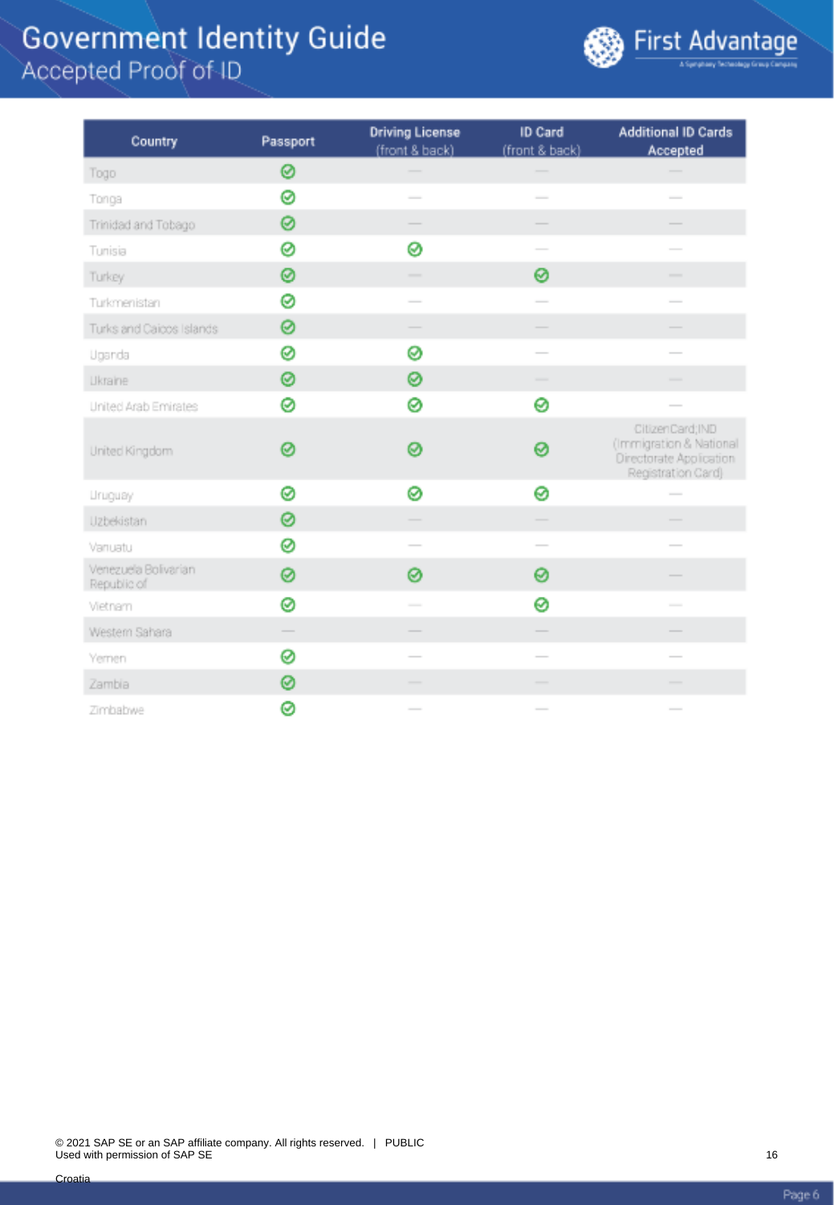# Government Identity Guide
## Accepted Proof of ID

| Country | Passport | Driving License (front & back) | ID Card (front & back) | Additional ID Cards Accepted |
|---|---|---|---|---|
| Togo | ✓ | — | — | — |
| Tonga | ✓ | — | — | — |
| Trinidad and Tobago | ✓ | — | — | — |
| Tunisia | ✓ | ✓ | — | — |
| Turkey | ✓ | — | ✓ | — |
| Turkmenistan | ✓ | — | — | — |
| Turks and Caicos Islands | ✓ | — | — | — |
| Uganda | ✓ | ✓ | — | — |
| Ukraine | ✓ | ✓ | — | — |
| United Arab Emirates | ✓ | ✓ | ✓ | — |
| United Kingdom | ✓ | ✓ | ✓ | Citizen Card, IND (Immigration & National Directorate Application Registration Card) |
| Uruguay | ✓ | ✓ | ✓ | — |
| Uzbekistan | ✓ | — | — | — |
| Vanuatu | ✓ | — | — | — |
| Venezuela Bolivarian Republic of | ✓ | ✓ | ✓ | — |
| Vietnam | ✓ | — | ✓ | — |
| Western Sahara | — | — | — | — |
| Yemen | ✓ | — | — | — |
| Zambia | ✓ | — | — | — |
| Zimbabwe | ✓ | — | — | — |

© 2021 SAP SE or an SAP affiliate company. All rights reserved. | PUBLIC
Used with permission of SAP SE

Croatia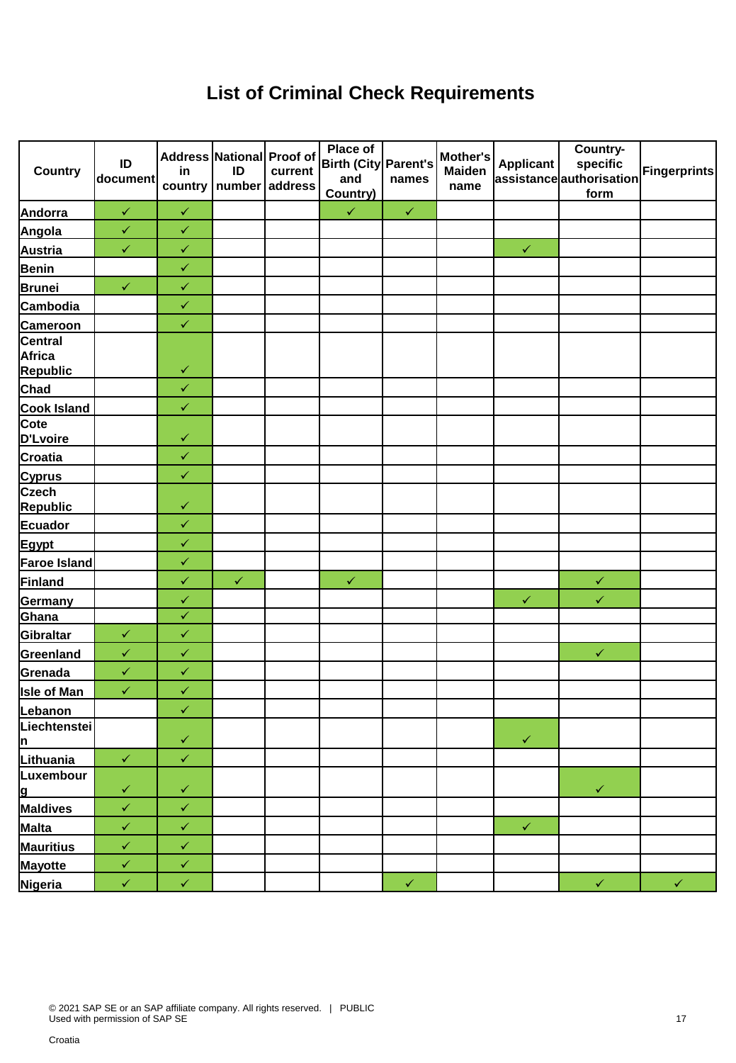# List of Criminal Check Requirements

| Country | ID document | Address in country | National ID number | Proof of current address | Place of Birth (City and Country) | Parent's names | Mother's Maiden name | Applicant assistance | Country-specific authorisation form | Fingerprints |
|---|---|---|---|---|---|---|---|---|---|---|
| Andorra | ✓ | ✓ | | | ✓ | ✓ | | | | |
| Angola | ✓ | ✓ | | | | | | | | |
| Austria | ✓ | ✓ | | | | | | ✓ | | |
| Benin | | ✓ | | | | | | | | |
| Brunei | ✓ | ✓ | | | | | | | | |
| Cambodia | | ✓ | | | | | | | | |
| Cameroon | | ✓ | | | | | | | | |
| Central Africa Republic | | ✓ | | | | | | | | |
| Chad | | ✓ | | | | | | | | |
| Cook Island | | ✓ | | | | | | | | |
| Cote D'Lvoire | | ✓ | | | | | | | | |
| Croatia | | ✓ | | | | | | | | |
| Cyprus | | ✓ | | | | | | | | |
| Czech Republic | | ✓ | | | | | | | | |
| Ecuador | | ✓ | | | | | | | | |
| Egypt | | ✓ | | | | | | | | |
| Faroe Island | | ✓ | | | | | | | | |
| Finland | | ✓ | ✓ | | ✓ | | | | ✓ | |
| Germany | | ✓ | | | | | | ✓ | ✓ | |
| Ghana | | ✓ | | | | | | | | |
| Gibraltar | ✓ | ✓ | | | | | | | | |
| Greenland | ✓ | ✓ | | | | | | | ✓ | |
| Grenada | ✓ | ✓ | | | | | | | | |
| Isle of Man | ✓ | ✓ | | | | | | | | |
| Lebanon | | ✓ | | | | | | | | |
| Liechtenstein | | ✓ | | | | | | ✓ | | |
| Lithuania | ✓ | ✓ | | | | | | | | |
| Luxembourg | ✓ | ✓ | | | | | | | ✓ | |
| Maldives | ✓ | ✓ | | | | | | | | |
| Malta | ✓ | ✓ | | | | | | ✓ | | |
| Mauritius | ✓ | ✓ | | | | | | | | |
| Mayotte | ✓ | ✓ | | | | | | | | |
| Nigeria | ✓ | ✓ | | | | ✓ | | | ✓ | ✓ |

© 2021 SAP SE or an SAP affiliate company. All rights reserved. | PUBLIC
Used with permission of SAP SE

Croatia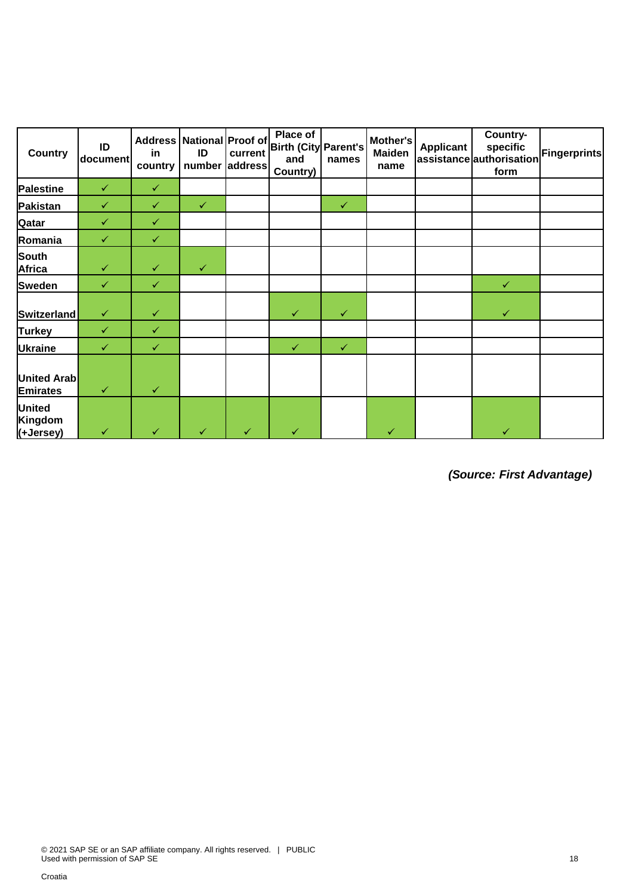| Country | ID document | Address in country | National ID number | Proof of current address | Place of Birth (City and Country) | Parent's names | Mother's Maiden name | Applicant assistance | Country-specific authorisation form | Fingerprints |
|---|---|---|---|---|---|---|---|---|---|---|
| Palestine | ✓ | ✓ | | | | | | | | |
| Pakistan | ✓ | ✓ | ✓ | | | ✓ | | | | |
| Qatar | ✓ | ✓ | | | | | | | | |
| Romania | ✓ | ✓ | | | | | | | | |
| South Africa | ✓ | ✓ | ✓ | | | | | | | |
| Sweden | ✓ | ✓ | | | | | | | ✓ | |
| Switzerland | ✓ | ✓ | | | ✓ | ✓ | | | ✓ | |
| Turkey | ✓ | ✓ | | | | | | | | |
| Ukraine | ✓ | ✓ | | | ✓ | ✓ | | | | |
| United Arab Emirates | ✓ | ✓ | | | | | | | | |
| United Kingdom (+Jersey) | ✓ | ✓ | ✓ | ✓ | ✓ | | ✓ | | ✓ | |

***(Source: First Advantage)***

© 2021 SAP SE or an SAP affiliate company. All rights reserved. | PUBLIC
Used with permission of SAP SE

Croatia